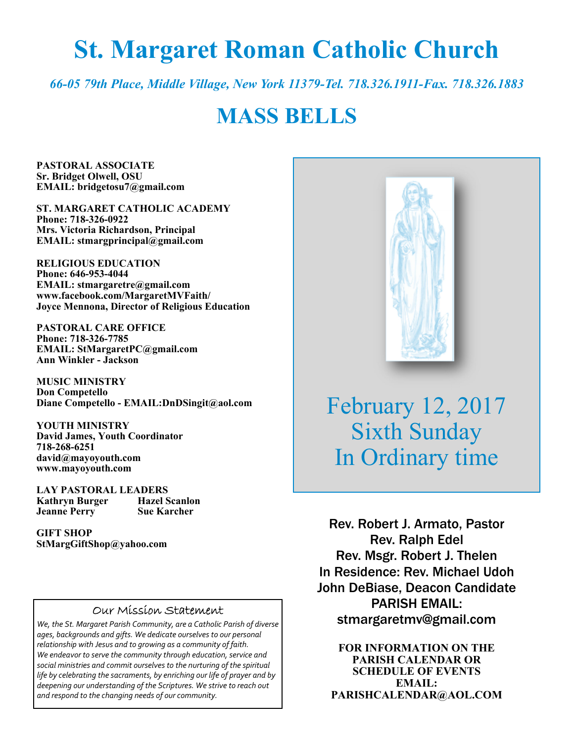# St. Margaret Roman Catholic Church

*66-05 79th Place, Middle Village, New York 11379-Tel. 718.326.1911-Fax. 718.326.1883*

# MASS BELLS

**PASTORAL ASSOCIATE**
**Sr. Bridget Olwell, OSU**
**EMAIL: bridgetosu7@gmail.com**

**ST. MARGARET CATHOLIC ACADEMY**
**Phone: 718-326-0922**
**Mrs. Victoria Richardson, Principal**
**EMAIL: stmargprincipal@gmail.com**

**RELIGIOUS EDUCATION**
**Phone: 646-953-4044**
**EMAIL: stmargaretre@gmail.com**
**www.facebook.com/MargaretMVFaith/**
**Joyce Mennona, Director of Religious Education**

**PASTORAL CARE OFFICE**
**Phone: 718-326-7785**
**EMAIL: StMargaretPC@gmail.com**
**Ann Winkler - Jackson**

**MUSIC MINISTRY**
**Don Competello**
**Diane Competello - EMAIL:DnDSingit@aol.com**

**YOUTH MINISTRY**
**David James, Youth Coordinator**
**718-268-6251**
**david@mayoyouth.com**
**www.mayoyouth.com**

**LAY PASTORAL LEADERS**
**Kathryn Burger** **Hazel Scanlon**
**Jeanne Perry** **Sue Karcher**

**GIFT SHOP**
**StMargGiftShop@yahoo.com**

## Our Mission Statement

*We, the St. Margaret Parish Community, are a Catholic Parish of diverse ages, backgrounds and gifts. We dedicate ourselves to our personal relationship with Jesus and to growing as a community of faith. We endeavor to serve the community through education, service and social ministries and commit ourselves to the nurturing of the spiritual life by celebrating the sacraments, by enriching our life of prayer and by deepening our understanding of the Scriptures. We strive to reach out and respond to the changing needs of our community.*

February 12, 2017
Sixth Sunday
In Ordinary time

Rev. Robert J. Armato, Pastor
Rev. Ralph Edel
Rev. Msgr. Robert J. Thelen
In Residence: Rev. Michael Udoh
John DeBiase, Deacon Candidate
PARISH EMAIL:
stmargaretmv@gmail.com

**FOR INFORMATION ON THE PARISH CALENDAR OR SCHEDULE OF EVENTS EMAIL: PARISHCALENDAR@AOL.COM**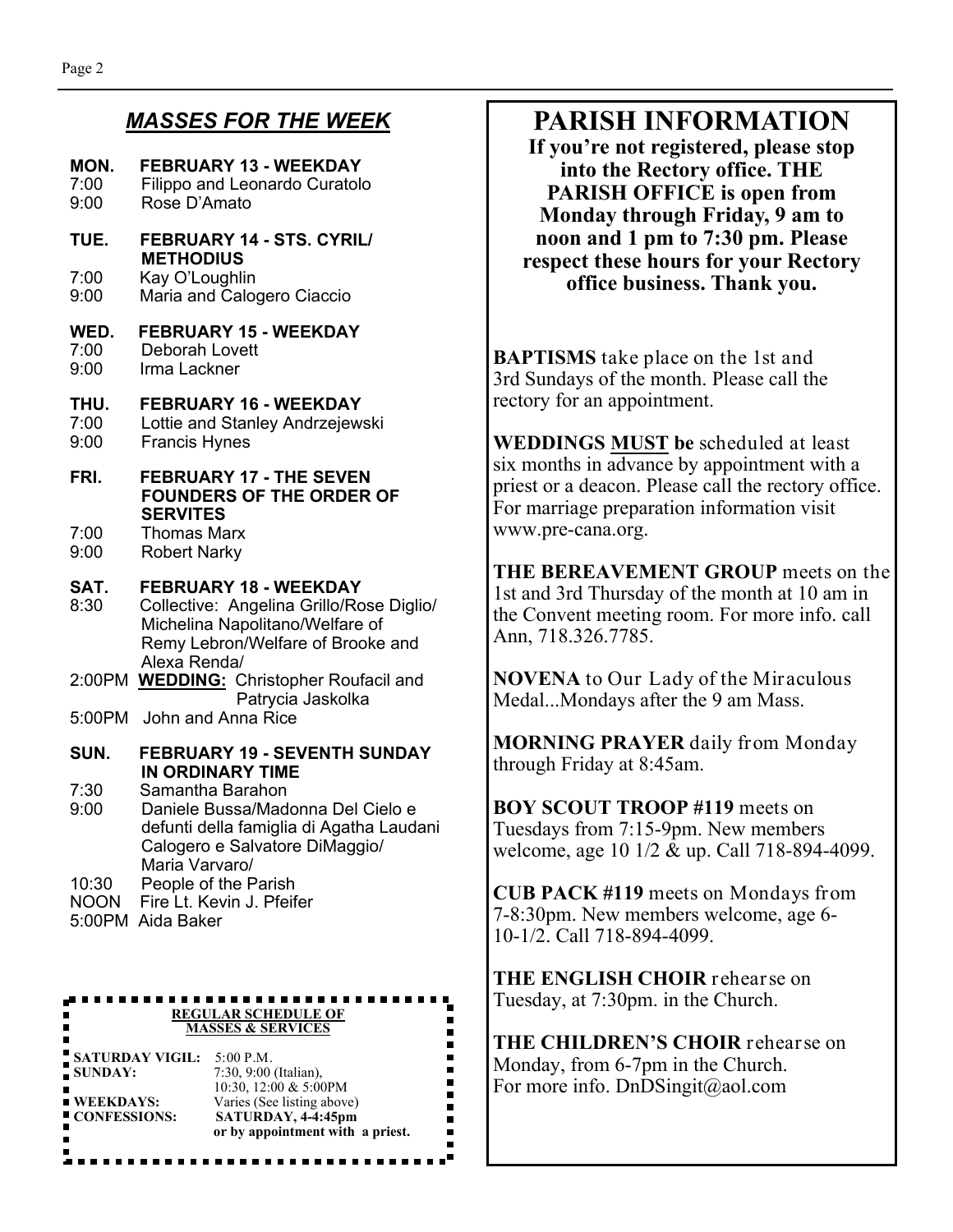## *MASSES FOR THE WEEK*

**MON. FEBRUARY 13 - WEEKDAY**
7:00 Filippo and Leonardo Curatolo
9:00 Rose D'Amato

**TUE. FEBRUARY 14 - STS. CYRIL/ METHODIUS**
7:00 Kay O'Loughlin
9:00 Maria and Calogero Ciaccio

**WED. FEBRUARY 15 - WEEKDAY**
7:00 Deborah Lovett
9:00 Irma Lackner

**THU. FEBRUARY 16 - WEEKDAY**
7:00 Lottie and Stanley Andrzejewski
9:00 Francis Hynes

**FRI. FEBRUARY 17 - THE SEVEN FOUNDERS OF THE ORDER OF SERVITES**
7:00 Thomas Marx
9:00 Robert Narky

**SAT. FEBRUARY 18 - WEEKDAY**
8:30 Collective: Angelina Grillo/Rose Diglio/ Michelina Napolitano/Welfare of Remy Lebron/Welfare of Brooke and Alexa Renda/
2:00PM **WEDDING:** Christopher Roufacil and Patrycia Jaskolka
5:00PM John and Anna Rice

**SUN. FEBRUARY 19 - SEVENTH SUNDAY IN ORDINARY TIME**
7:30 Samantha Barahon
9:00 Daniele Bussa/Madonna Del Cielo e defunti della famiglia di Agatha Laudani Calogero e Salvatore DiMaggio/ Maria Varvaro/
10:30 People of the Parish
NOON Fire Lt. Kevin J. Pfeifer
5:00PM Aida Baker

**REGULAR SCHEDULE OF MASSES & SERVICES**

**SATURDAY VIGIL:** 5:00 P.M.
**SUNDAY:** 7:30, 9:00 (Italian), 10:30, 12:00 & 5:00PM
**WEEKDAYS:** Varies (See listing above)
**CONFESSIONS:** **SATURDAY, 4-4:45pm or by appointment with a priest.**

# PARISH INFORMATION

**If you're not registered, please stop into the Rectory office. THE PARISH OFFICE is open from Monday through Friday, 9 am to noon and 1 pm to 7:30 pm. Please respect these hours for your Rectory office business. Thank you.**

**BAPTISMS** take place on the 1st and 3rd Sundays of the month. Please call the rectory for an appointment.

**WEDDINGS MUST be** scheduled at least six months in advance by appointment with a priest or a deacon. Please call the rectory office. For marriage preparation information visit www.pre-cana.org.

**THE BEREAVEMENT GROUP** meets on the 1st and 3rd Thursday of the month at 10 am in the Convent meeting room. For more info. call Ann, 718.326.7785.

**NOVENA** to Our Lady of the Miraculous Medal...Mondays after the 9 am Mass.

**MORNING PRAYER** daily from Monday through Friday at 8:45am.

**BOY SCOUT TROOP #119** meets on Tuesdays from 7:15-9pm. New members welcome, age 10 1/2 & up. Call 718-894-4099.

**CUB PACK #119** meets on Mondays from 7-8:30pm. New members welcome, age 6-10-1/2. Call 718-894-4099.

**THE ENGLISH CHOIR** rehearse on Tuesday, at 7:30pm. in the Church.

**THE CHILDREN'S CHOIR** rehearse on Monday, from 6-7pm in the Church. For more info. DnDSingit@aol.com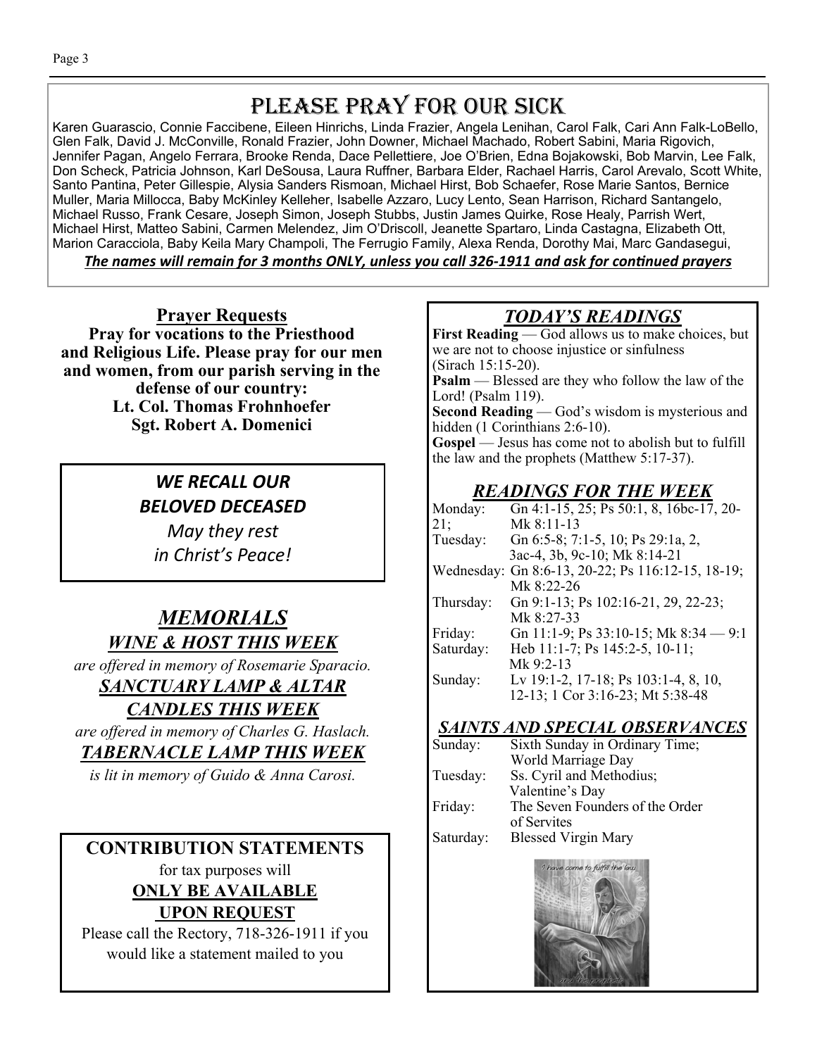# Please Pray for Our Sick

Karen Guarascio, Connie Faccibene, Eileen Hinrichs, Linda Frazier, Angela Lenihan, Carol Falk, Cari Ann Falk-LoBello, Glen Falk, David J. McConville, Ronald Frazier, John Downer, Michael Machado, Robert Sabini, Maria Rigovich, Jennifer Pagan, Angelo Ferrara, Brooke Renda, Dace Pellettiere, Joe O'Brien, Edna Bojakowski, Bob Marvin, Lee Falk, Don Scheck, Patricia Johnson, Karl DeSousa, Laura Ruffner, Barbara Elder, Rachael Harris, Carol Arevalo, Scott White, Santo Pantina, Peter Gillespie, Alysia Sanders Rismoan, Michael Hirst, Bob Schaefer, Rose Marie Santos, Bernice Muller, Maria Millocca, Baby McKinley Kelleher, Isabelle Azzaro, Lucy Lento, Sean Harrison, Richard Santangelo, Michael Russo, Frank Cesare, Joseph Simon, Joseph Stubbs, Justin James Quirke, Rose Healy, Parrish Wert, Michael Hirst, Matteo Sabini, Carmen Melendez, Jim O'Driscoll, Jeanette Spartaro, Linda Castagna, Elizabeth Ott, Marion Caracciola, Baby Keila Mary Champoli, The Ferrugio Family, Alexa Renda, Dorothy Mai, Marc Gandasegui,

***The names will remain for 3 months ONLY, unless you call 326-1911 and ask for continued prayers***

## Prayer Requests

**Pray for vocations to the Priesthood and Religious Life. Please pray for our men and women, from our parish serving in the defense of our country:**
**Lt. Col. Thomas Frohnhoefer**
**Sgt. Robert A. Domenici**

***WE RECALL OUR BELOVED DECEASED***

*May they rest in Christ's Peace!*

## *MEMORIALS*

### *WINE & HOST THIS WEEK*

*are offered in memory of Rosemarie Sparacio.*

### *SANCTUARY LAMP & ALTAR CANDLES THIS WEEK*

*are offered in memory of Charles G. Haslach.*

### *TABERNACLE LAMP THIS WEEK*

*is lit in memory of Guido & Anna Carosi.*

## CONTRIBUTION STATEMENTS

for tax purposes will

**ONLY BE AVAILABLE UPON REQUEST**

Please call the Rectory, 718-326-1911 if you would like a statement mailed to you

## *TODAY'S READINGS*

**First Reading** — God allows us to make choices, but we are not to choose injustice or sinfulness (Sirach 15:15-20).

**Psalm** — Blessed are they who follow the law of the Lord! (Psalm 119).

**Second Reading** — God's wisdom is mysterious and hidden (1 Corinthians 2:6-10).

**Gospel** — Jesus has come not to abolish but to fulfill the law and the prophets (Matthew 5:17-37).

## *READINGS FOR THE WEEK*

| | |
|---|---|
| Monday: | Gn 4:1-15, 25; Ps 50:1, 8, 16bc-17, 20-21; Mk 8:11-13 |
| Tuesday: | Gn 6:5-8; 7:1-5, 10; Ps 29:1a, 2, 3ac-4, 3b, 9c-10; Mk 8:14-21 |
| Wednesday: | Gn 8:6-13, 20-22; Ps 116:12-15, 18-19; Mk 8:22-26 |
| Thursday: | Gn 9:1-13; Ps 102:16-21, 29, 22-23; Mk 8:27-33 |
| Friday: | Gn 11:1-9; Ps 33:10-15; Mk 8:34 — 9:1 |
| Saturday: | Heb 11:1-7; Ps 145:2-5, 10-11; Mk 9:2-13 |
| Sunday: | Lv 19:1-2, 17-18; Ps 103:1-4, 8, 10, 12-13; 1 Cor 3:16-23; Mt 5:38-48 |

## *SAINTS AND SPECIAL OBSERVANCES*

| | |
|---|---|
| Sunday: | Sixth Sunday in Ordinary Time; World Marriage Day |
| Tuesday: | Ss. Cyril and Methodius; Valentine's Day |
| Friday: | The Seven Founders of the Order of Servites |
| Saturday: | Blessed Virgin Mary |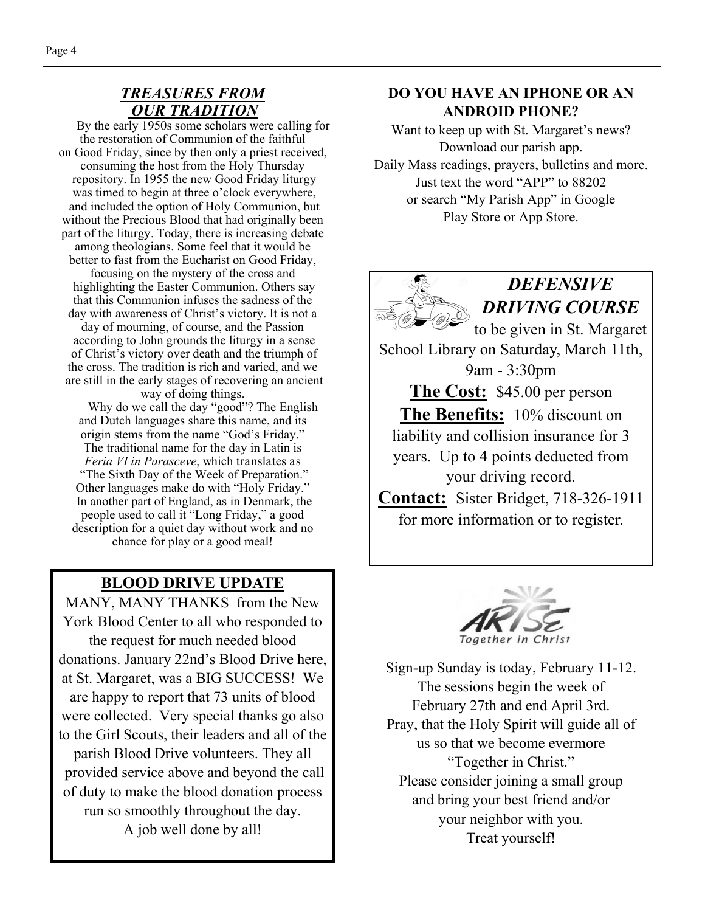## *TREASURES FROM OUR TRADITION*

By the early 1950s some scholars were calling for the restoration of Communion of the faithful on Good Friday, since by then only a priest received, consuming the host from the Holy Thursday repository. In 1955 the new Good Friday liturgy was timed to begin at three o'clock everywhere, and included the option of Holy Communion, but without the Precious Blood that had originally been part of the liturgy. Today, there is increasing debate among theologians. Some feel that it would be better to fast from the Eucharist on Good Friday, focusing on the mystery of the cross and highlighting the Easter Communion. Others say that this Communion infuses the sadness of the day with awareness of Christ's victory. It is not a day of mourning, of course, and the Passion according to John grounds the liturgy in a sense of Christ's victory over death and the triumph of the cross. The tradition is rich and varied, and we are still in the early stages of recovering an ancient way of doing things.

Why do we call the day "good"? The English and Dutch languages share this name, and its origin stems from the name "God's Friday." The traditional name for the day in Latin is *Feria VI in Parasceve*, which translates as "The Sixth Day of the Week of Preparation." Other languages make do with "Holy Friday." In another part of England, as in Denmark, the people used to call it "Long Friday," a good description for a quiet day without work and no chance for play or a good meal!

## BLOOD DRIVE UPDATE

MANY, MANY THANKS from the New York Blood Center to all who responded to the request for much needed blood donations. January 22nd's Blood Drive here, at St. Margaret, was a BIG SUCCESS! We are happy to report that 73 units of blood were collected. Very special thanks go also to the Girl Scouts, their leaders and all of the parish Blood Drive volunteers. They all provided service above and beyond the call of duty to make the blood donation process run so smoothly throughout the day. A job well done by all!

## DO YOU HAVE AN IPHONE OR AN ANDROID PHONE?

Want to keep up with St. Margaret's news? Download our parish app.
Daily Mass readings, prayers, bulletins and more.
Just text the word "APP" to 88202 or search "My Parish App" in Google Play Store or App Store.

## *DEFENSIVE DRIVING COURSE*

to be given in St. Margaret School Library on Saturday, March 11th, 9am - 3:30pm

**The Cost:** $45.00 per person

**The Benefits:** 10% discount on liability and collision insurance for 3 years. Up to 4 points deducted from your driving record.

**Contact:** Sister Bridget, 718-326-1911 for more information or to register.

ARISE Together in Christ

Sign-up Sunday is today, February 11-12.
The sessions begin the week of February 27th and end April 3rd.
Pray, that the Holy Spirit will guide all of us so that we become evermore "Together in Christ."
Please consider joining a small group and bring your best friend and/or your neighbor with you.
Treat yourself!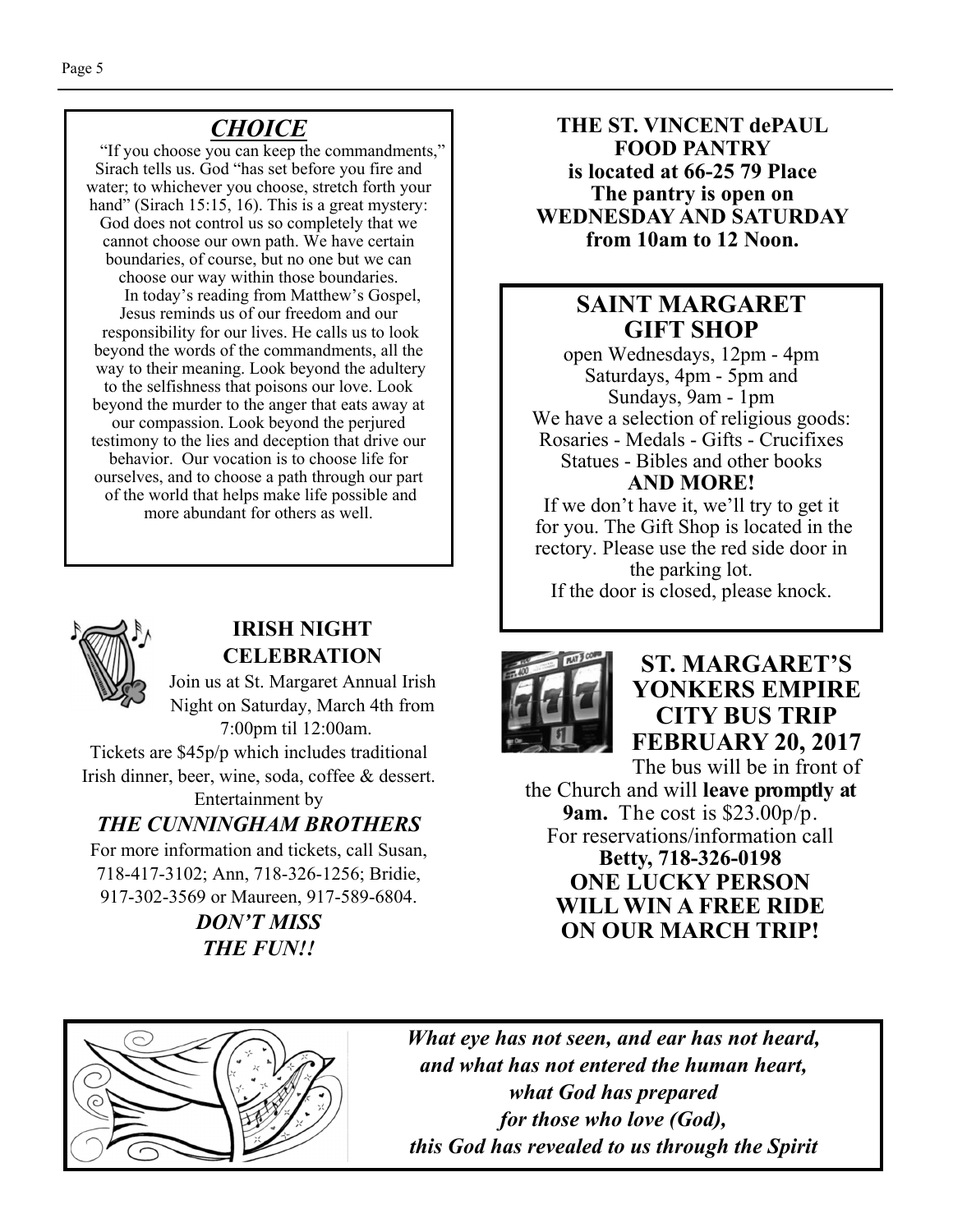## *CHOICE*

"If you choose you can keep the commandments," Sirach tells us. God "has set before you fire and water; to whichever you choose, stretch forth your hand" (Sirach 15:15, 16). This is a great mystery: God does not control us so completely that we cannot choose our own path. We have certain boundaries, of course, but no one but we can choose our way within those boundaries.

In today's reading from Matthew's Gospel, Jesus reminds us of our freedom and our responsibility for our lives. He calls us to look beyond the words of the commandments, all the way to their meaning. Look beyond the adultery to the selfishness that poisons our love. Look beyond the murder to the anger that eats away at our compassion. Look beyond the perjured testimony to the lies and deception that drive our behavior. Our vocation is to choose life for ourselves, and to choose a path through our part of the world that helps make life possible and more abundant for others as well.

### IRISH NIGHT CELEBRATION

Join us at St. Margaret Annual Irish Night on Saturday, March 4th from 7:00pm til 12:00am.

Tickets are $45p/p which includes traditional Irish dinner, beer, wine, soda, coffee & dessert.

Entertainment by

***THE CUNNINGHAM BROTHERS***

For more information and tickets, call Susan, 718-417-3102; Ann, 718-326-1256; Bridie, 917-302-3569 or Maureen, 917-589-6804.

***DON'T MISS THE FUN!!***

**THE ST. VINCENT dePAUL FOOD PANTRY is located at 66-25 79 Place The pantry is open on WEDNESDAY AND SATURDAY from 10am to 12 Noon.**

### SAINT MARGARET GIFT SHOP

open Wednesdays, 12pm - 4pm
Saturdays, 4pm - 5pm and
Sundays, 9am - 1pm

We have a selection of religious goods:
Rosaries - Medals - Gifts - Crucifixes
Statues - Bibles and other books

**AND MORE!**

If we don't have it, we'll try to get it for you. The Gift Shop is located in the rectory. Please use the red side door in the parking lot.
If the door is closed, please knock.

### ST. MARGARET'S YONKERS EMPIRE CITY BUS TRIP FEBRUARY 20, 2017

The bus will be in front of the Church and will **leave promptly at 9am.** The cost is $23.00p/p.
For reservations/information call
**Betty, 718-326-0198**

**ONE LUCKY PERSON WILL WIN A FREE RIDE ON OUR MARCH TRIP!**

***What eye has not seen, and ear has not heard, and what has not entered the human heart, what God has prepared for those who love (God), this God has revealed to us through the Spirit***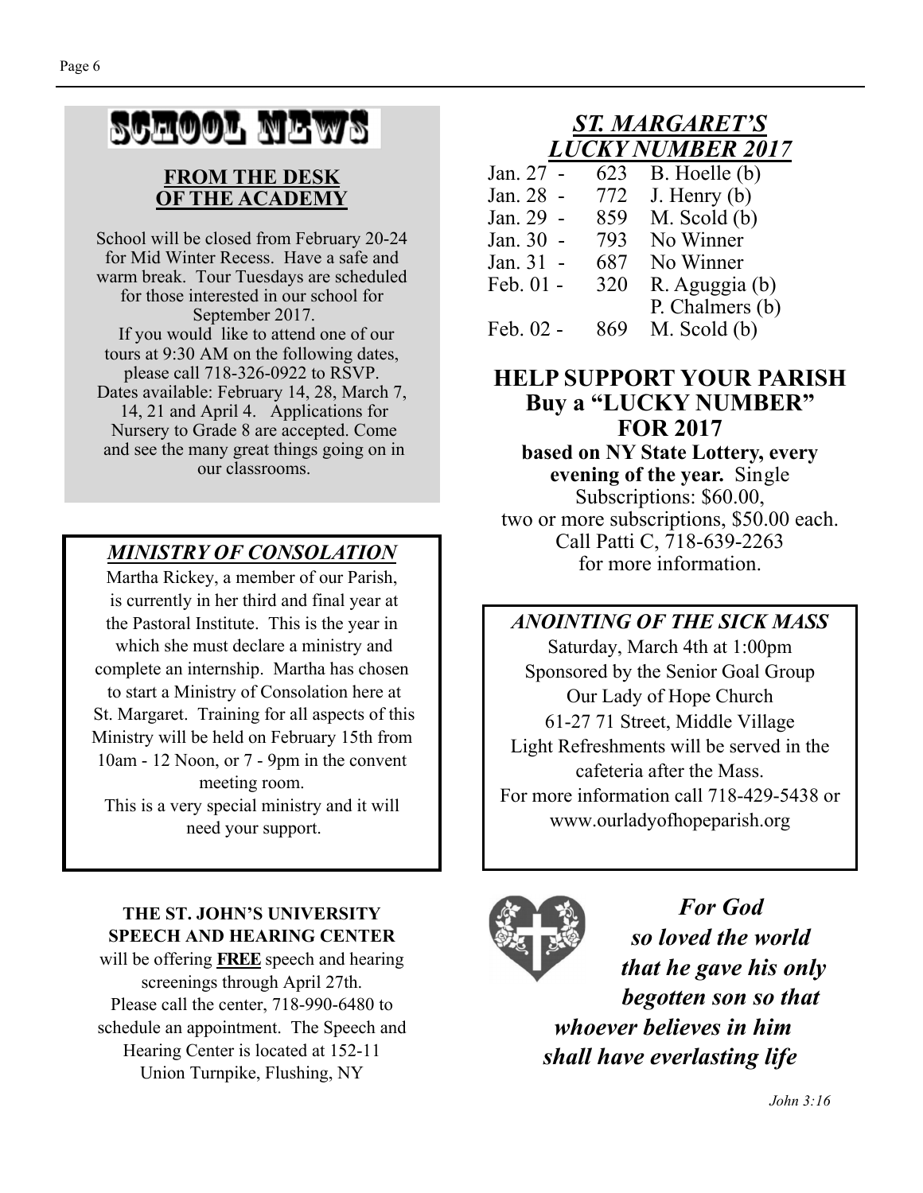## SCHOOL NEWS

### FROM THE DESK OF THE ACADEMY

School will be closed from February 20-24 for Mid Winter Recess. Have a safe and warm break. Tour Tuesdays are scheduled for those interested in our school for September 2017.

If you would like to attend one of our tours at 9:30 AM on the following dates, please call 718-326-0922 to RSVP. Dates available: February 14, 28, March 7, 14, 21 and April 4. Applications for Nursery to Grade 8 are accepted. Come and see the many great things going on in our classrooms.

### *MINISTRY OF CONSOLATION*

Martha Rickey, a member of our Parish, is currently in her third and final year at the Pastoral Institute. This is the year in which she must declare a ministry and complete an internship. Martha has chosen to start a Ministry of Consolation here at St. Margaret. Training for all aspects of this Ministry will be held on February 15th from 10am - 12 Noon, or 7 - 9pm in the convent meeting room.

This is a very special ministry and it will need your support.

**THE ST. JOHN'S UNIVERSITY SPEECH AND HEARING CENTER** will be offering **FREE** speech and hearing screenings through April 27th. Please call the center, 718-990-6480 to schedule an appointment. The Speech and Hearing Center is located at 152-11 Union Turnpike, Flushing, NY

### *ST. MARGARET'S LUCKY NUMBER 2017*

| | | |
|---|---|---|
| Jan. 27 - | 623 | B. Hoelle (b) |
| Jan. 28 - | 772 | J. Henry (b) |
| Jan. 29 - | 859 | M. Scold (b) |
| Jan. 30 - | 793 | No Winner |
| Jan. 31 - | 687 | No Winner |
| Feb. 01 - | 320 | R. Aguggia (b) |
| | | P. Chalmers (b) |
| Feb. 02 - | 869 | M. Scold (b) |

### HELP SUPPORT YOUR PARISH Buy a "LUCKY NUMBER" FOR 2017

**based on NY State Lottery, every evening of the year.** Single Subscriptions: $60.00, two or more subscriptions, $50.00 each. Call Patti C, 718-639-2263 for more information.

### *ANOINTING OF THE SICK MASS*

Saturday, March 4th at 1:00pm
Sponsored by the Senior Goal Group
Our Lady of Hope Church
61-27 71 Street, Middle Village
Light Refreshments will be served in the cafeteria after the Mass.
For more information call 718-429-5438 or www.ourladyofhopeparish.org

***For God so loved the world that he gave his only begotten son so that whoever believes in him shall have everlasting life***

*John 3:16*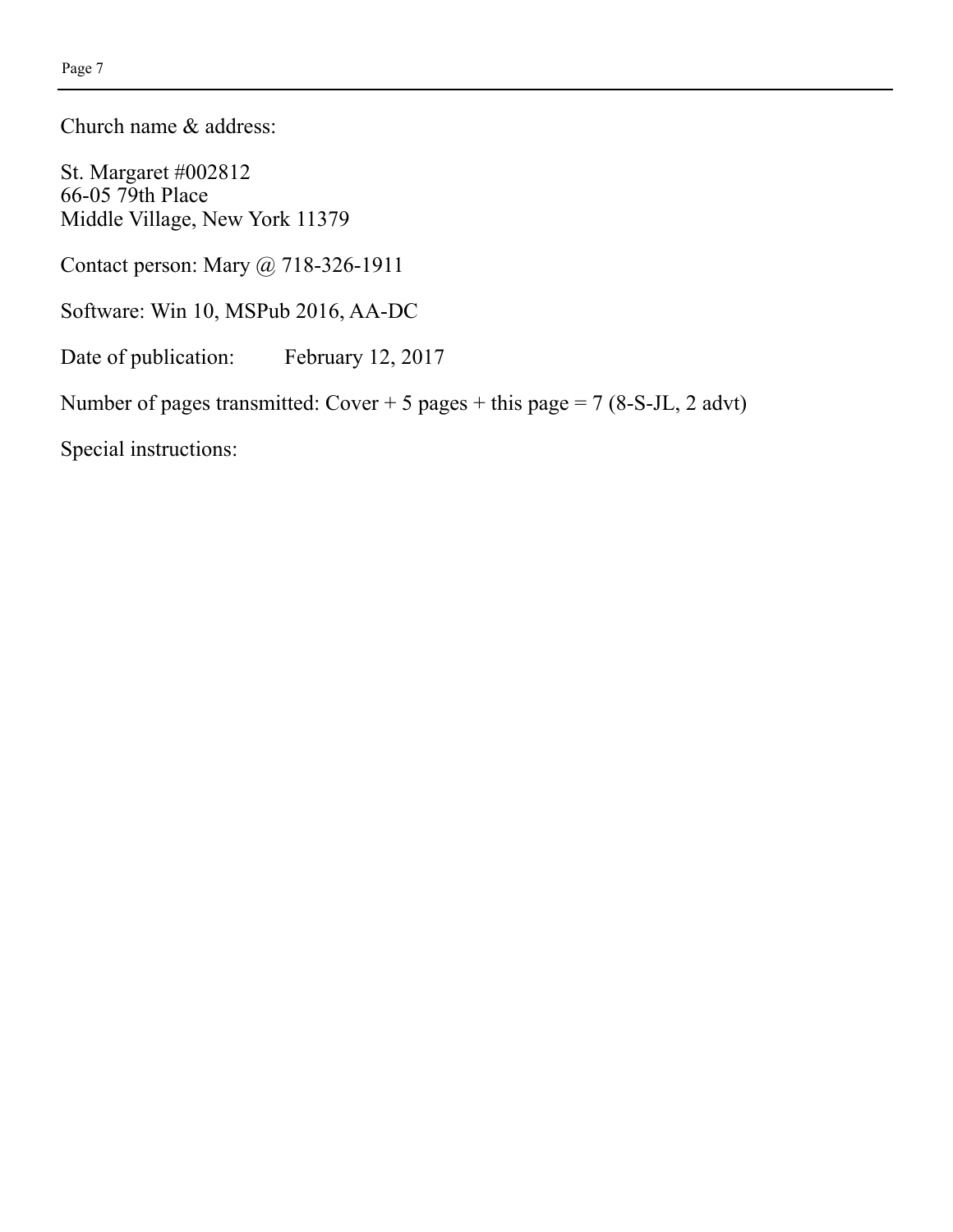Church name & address:

St. Margaret #002812
66-05 79th Place
Middle Village, New York 11379

Contact person: Mary @ 718-326-1911

Software: Win 10, MSPub 2016, AA-DC

Date of publication: February 12, 2017

Number of pages transmitted: Cover + 5 pages + this page = 7 (8-S-JL, 2 advt)

Special instructions: